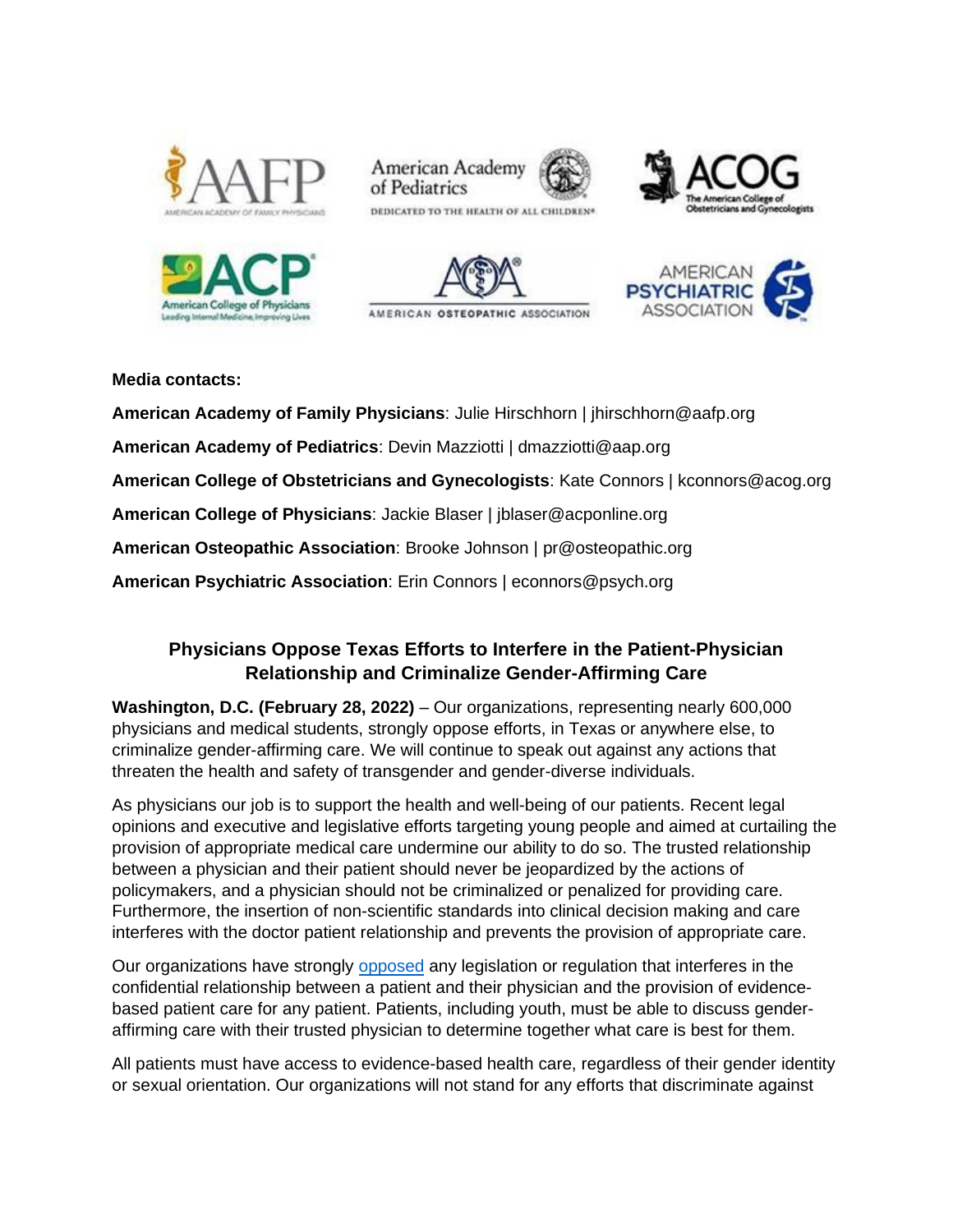**Media contacts:**

**American Academy of Family Physicians**: Julie Hirschhorn | jhirschhorn@aafp.org

**American Academy of Pediatrics**: Devin Mazziotti | dmazziotti@aap.org

**American College of Obstetricians and Gynecologists**: Kate Connors | kconnors@acog.org

**American College of Physicians**: Jackie Blaser | jblaser@acponline.org

**American Osteopathic Association**: Brooke Johnson | pr@osteopathic.org

**American Psychiatric Association**: Erin Connors | econnors@psych.org

## Physicians Oppose Texas Efforts to Interfere in the Patient-Physician Relationship and Criminalize Gender-Affirming Care

**Washington, D.C. (February 28, 2022)** – Our organizations, representing nearly 600,000 physicians and medical students, strongly oppose efforts, in Texas or anywhere else, to criminalize gender-affirming care. We will continue to speak out against any actions that threaten the health and safety of transgender and gender-diverse individuals.

As physicians our job is to support the health and well-being of our patients. Recent legal opinions and executive and legislative efforts targeting young people and aimed at curtailing the provision of appropriate medical care undermine our ability to do so. The trusted relationship between a physician and their patient should never be jeopardized by the actions of policymakers, and a physician should not be criminalized or penalized for providing care. Furthermore, the insertion of non-scientific standards into clinical decision making and care interferes with the doctor patient relationship and prevents the provision of appropriate care.

Our organizations have strongly opposed any legislation or regulation that interferes in the confidential relationship between a patient and their physician and the provision of evidence-based patient care for any patient. Patients, including youth, must be able to discuss gender-affirming care with their trusted physician to determine together what care is best for them.

All patients must have access to evidence-based health care, regardless of their gender identity or sexual orientation. Our organizations will not stand for any efforts that discriminate against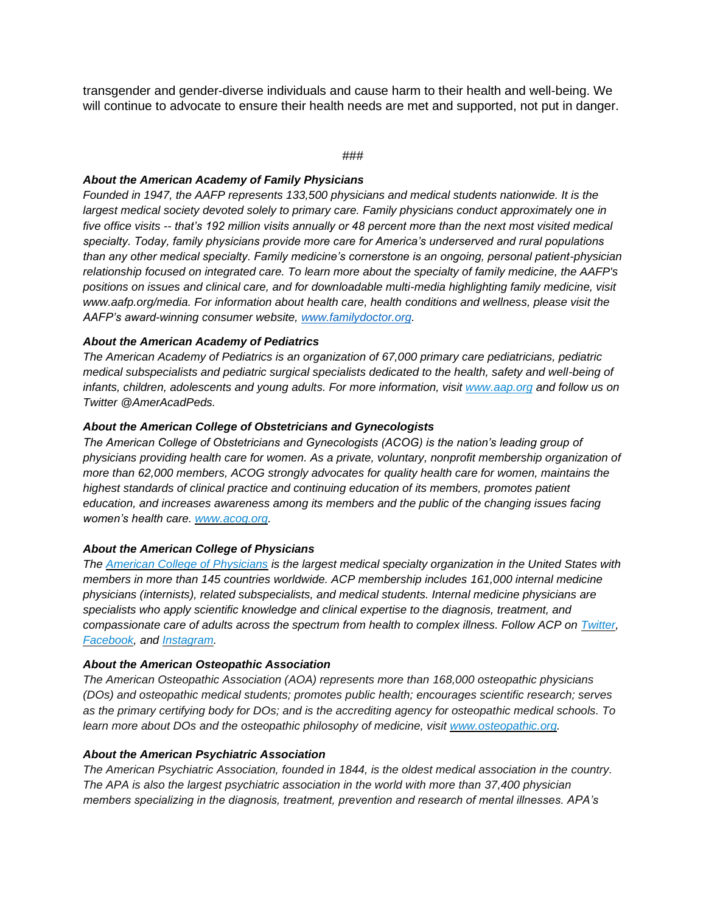transgender and gender-diverse individuals and cause harm to their health and well-being. We will continue to advocate to ensure their health needs are met and supported, not put in danger.

###

***About the American Academy of Family Physicians***
*Founded in 1947, the AAFP represents 133,500 physicians and medical students nationwide. It is the largest medical society devoted solely to primary care. Family physicians conduct approximately one in five office visits -- that's 192 million visits annually or 48 percent more than the next most visited medical specialty. Today, family physicians provide more care for America's underserved and rural populations than any other medical specialty. Family medicine's cornerstone is an ongoing, personal patient-physician relationship focused on integrated care. To learn more about the specialty of family medicine, the AAFP's positions on issues and clinical care, and for downloadable multi-media highlighting family medicine, visit www.aafp.org/media. For information about health care, health conditions and wellness, please visit the AAFP's award-winning consumer website, [www.familydoctor.org](www.familydoctor.org).*

***About the American Academy of Pediatrics***
*The American Academy of Pediatrics is an organization of 67,000 primary care pediatricians, pediatric medical subspecialists and pediatric surgical specialists dedicated to the health, safety and well-being of infants, children, adolescents and young adults. For more information, visit [www.aap.org](www.aap.org) and follow us on Twitter @AmerAcadPeds.*

***About the American College of Obstetricians and Gynecologists***
*The American College of Obstetricians and Gynecologists (ACOG) is the nation's leading group of physicians providing health care for women. As a private, voluntary, nonprofit membership organization of more than 62,000 members, ACOG strongly advocates for quality health care for women, maintains the highest standards of clinical practice and continuing education of its members, promotes patient education, and increases awareness among its members and the public of the changing issues facing women's health care. [www.acog.org](www.acog.org).*

***About the American College of Physicians***
*The [American College of Physicians]() is the largest medical specialty organization in the United States with members in more than 145 countries worldwide. ACP membership includes 161,000 internal medicine physicians (internists), related subspecialists, and medical students. Internal medicine physicians are specialists who apply scientific knowledge and clinical expertise to the diagnosis, treatment, and compassionate care of adults across the spectrum from health to complex illness. Follow ACP on [Twitter](), [Facebook](), and [Instagram]().*

***About the American Osteopathic Association***
*The American Osteopathic Association (AOA) represents more than 168,000 osteopathic physicians (DOs) and osteopathic medical students; promotes public health; encourages scientific research; serves as the primary certifying body for DOs; and is the accrediting agency for osteopathic medical schools. To learn more about DOs and the osteopathic philosophy of medicine, visit [www.osteopathic.org](www.osteopathic.org).*

***About the American Psychiatric Association***
*The American Psychiatric Association, founded in 1844, is the oldest medical association in the country. The APA is also the largest psychiatric association in the world with more than 37,400 physician members specializing in the diagnosis, treatment, prevention and research of mental illnesses. APA's*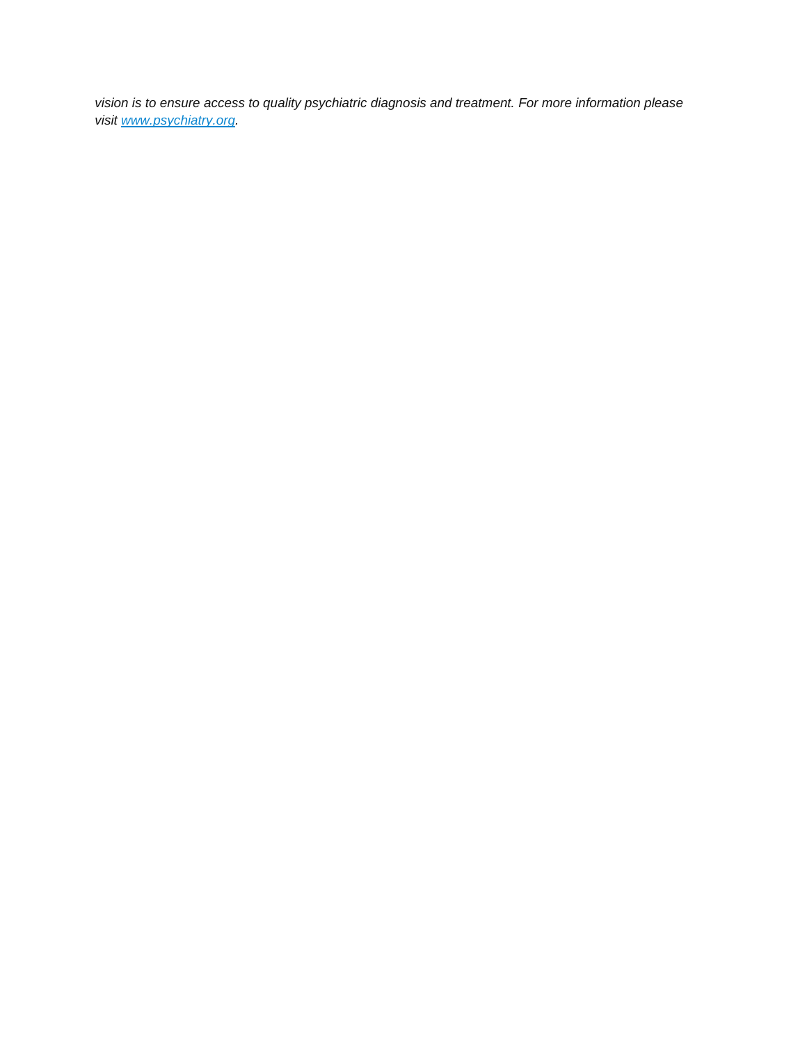*vision is to ensure access to quality psychiatric diagnosis and treatment. For more information please visit [www.psychiatry.org](http://www.psychiatry.org).*